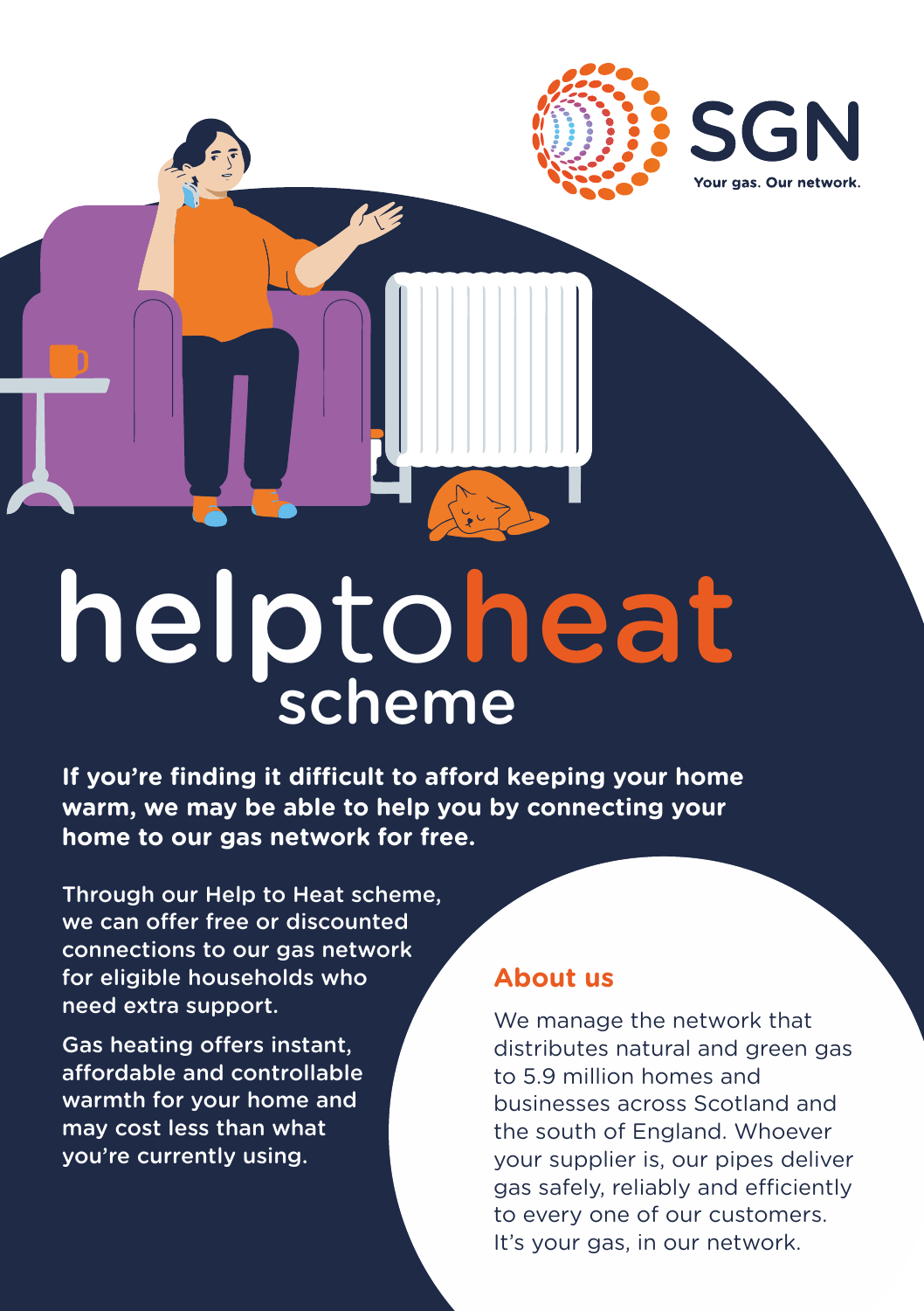SGN

Your gas. Our network.

# helptoheat scheme

**If you're finding it difficult to afford keeping your home warm, we may be able to help you by connecting your home to our gas network for free.**

Through our Help to Heat scheme, we can offer free or discounted connections to our gas network for eligible households who need extra support.

Gas heating offers instant, affordable and controllable warmth for your home and may cost less than what you're currently using.

## About us

We manage the network that distributes natural and green gas to 5.9 million homes and businesses across Scotland and the south of England. Whoever your supplier is, our pipes deliver gas safely, reliably and efficiently to every one of our customers. It's your gas, in our network.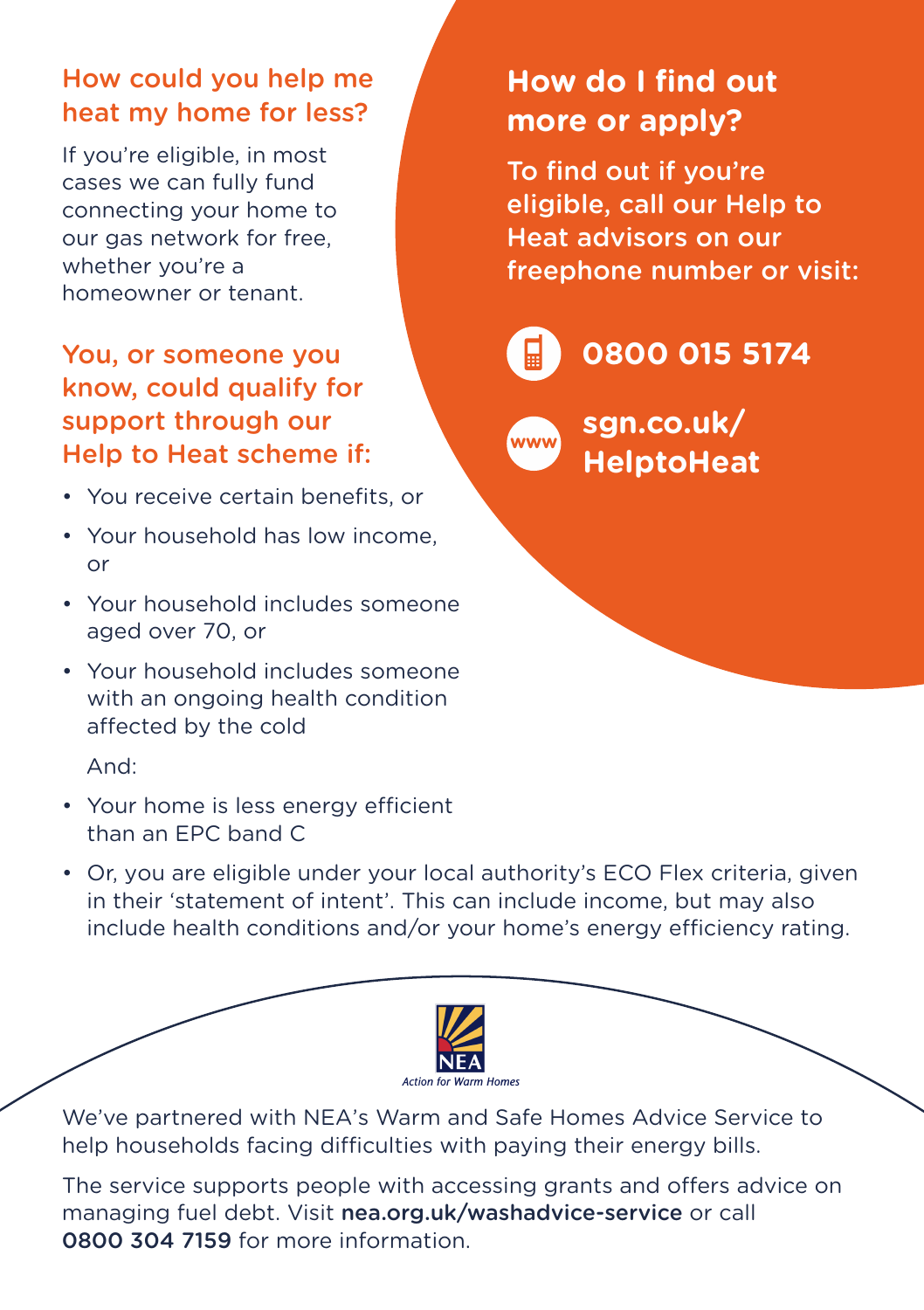## How could you help me heat my home for less?

If you're eligible, in most cases we can fully fund connecting your home to our gas network for free, whether you're a homeowner or tenant.

## You, or someone you know, could qualify for support through our Help to Heat scheme if:

- You receive certain benefits, or
- Your household has low income, or
- Your household includes someone aged over 70, or
- Your household includes someone with an ongoing health condition affected by the cold

  And:

- Your home is less energy efficient than an EPC band C
- Or, you are eligible under your local authority's ECO Flex criteria, given in their 'statement of intent'. This can include income, but may also include health conditions and/or your home's energy efficiency rating.

## How do I find out more or apply?

**To find out if you're eligible, call our Help to Heat advisors on our freephone number or visit:**

**0800 015 5174**

**sgn.co.uk/HelptoHeat**

NEA

*Action for Warm Homes*

We've partnered with NEA's Warm and Safe Homes Advice Service to help households facing difficulties with paying their energy bills.

The service supports people with accessing grants and offers advice on managing fuel debt. Visit nea.org.uk/washadvice-service or call 0800 304 7159 for more information.